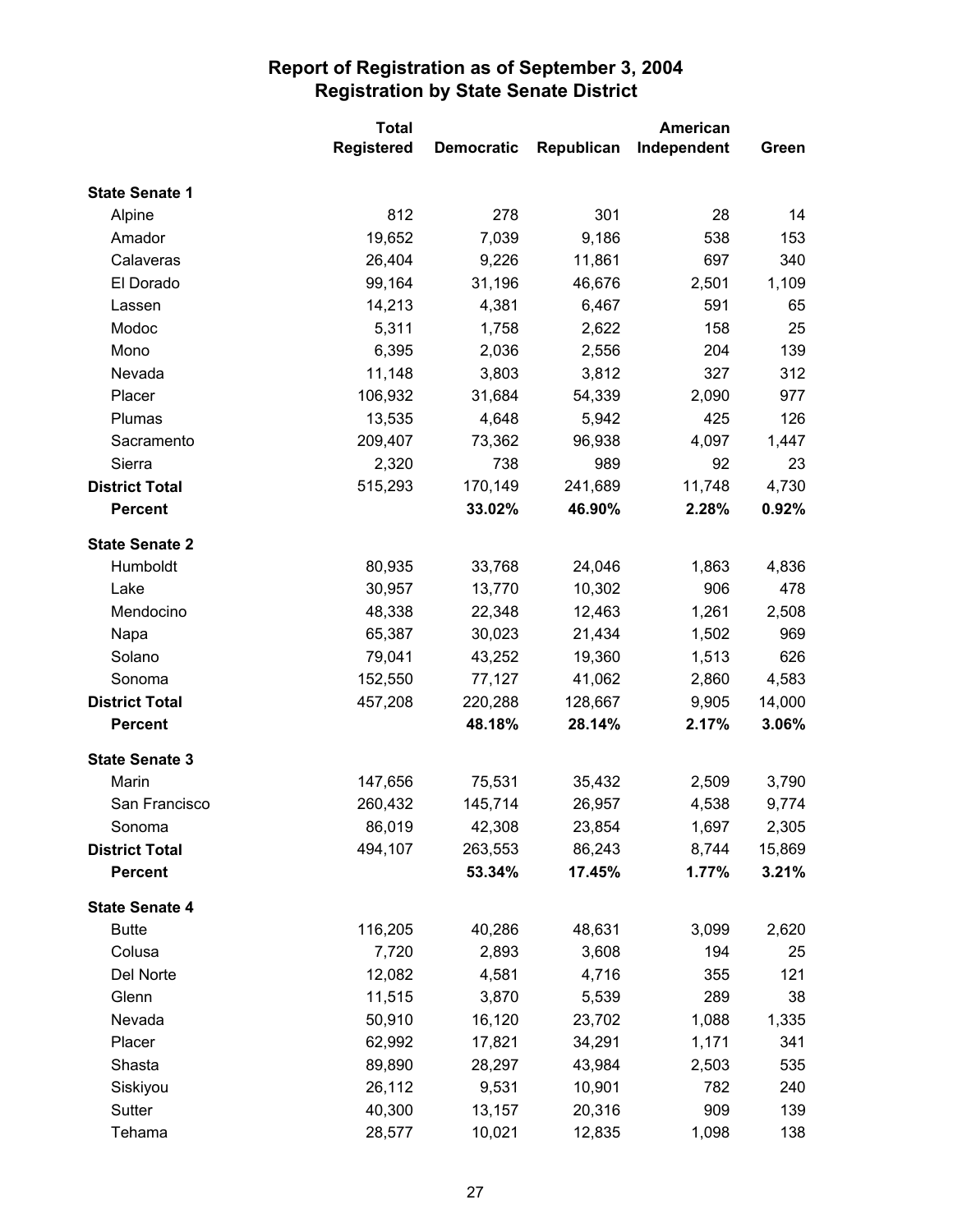# Report of Registration as of September 3, 2004
## Registration by State Senate District

| | Total Registered | Democratic | Republican | American Independent | Green |
|---|---|---|---|---|---|
| **State Senate 1** | | | | | |
| Alpine | 812 | 278 | 301 | 28 | 14 |
| Amador | 19,652 | 7,039 | 9,186 | 538 | 153 |
| Calaveras | 26,404 | 9,226 | 11,861 | 697 | 340 |
| El Dorado | 99,164 | 31,196 | 46,676 | 2,501 | 1,109 |
| Lassen | 14,213 | 4,381 | 6,467 | 591 | 65 |
| Modoc | 5,311 | 1,758 | 2,622 | 158 | 25 |
| Mono | 6,395 | 2,036 | 2,556 | 204 | 139 |
| Nevada | 11,148 | 3,803 | 3,812 | 327 | 312 |
| Placer | 106,932 | 31,684 | 54,339 | 2,090 | 977 |
| Plumas | 13,535 | 4,648 | 5,942 | 425 | 126 |
| Sacramento | 209,407 | 73,362 | 96,938 | 4,097 | 1,447 |
| Sierra | 2,320 | 738 | 989 | 92 | 23 |
| **District Total** | 515,293 | 170,149 | 241,689 | 11,748 | 4,730 |
| **Percent** | | **33.02%** | **46.90%** | **2.28%** | **0.92%** |
| **State Senate 2** | | | | | |
| Humboldt | 80,935 | 33,768 | 24,046 | 1,863 | 4,836 |
| Lake | 30,957 | 13,770 | 10,302 | 906 | 478 |
| Mendocino | 48,338 | 22,348 | 12,463 | 1,261 | 2,508 |
| Napa | 65,387 | 30,023 | 21,434 | 1,502 | 969 |
| Solano | 79,041 | 43,252 | 19,360 | 1,513 | 626 |
| Sonoma | 152,550 | 77,127 | 41,062 | 2,860 | 4,583 |
| **District Total** | 457,208 | 220,288 | 128,667 | 9,905 | 14,000 |
| **Percent** | | **48.18%** | **28.14%** | **2.17%** | **3.06%** |
| **State Senate 3** | | | | | |
| Marin | 147,656 | 75,531 | 35,432 | 2,509 | 3,790 |
| San Francisco | 260,432 | 145,714 | 26,957 | 4,538 | 9,774 |
| Sonoma | 86,019 | 42,308 | 23,854 | 1,697 | 2,305 |
| **District Total** | 494,107 | 263,553 | 86,243 | 8,744 | 15,869 |
| **Percent** | | **53.34%** | **17.45%** | **1.77%** | **3.21%** |
| **State Senate 4** | | | | | |
| Butte | 116,205 | 40,286 | 48,631 | 3,099 | 2,620 |
| Colusa | 7,720 | 2,893 | 3,608 | 194 | 25 |
| Del Norte | 12,082 | 4,581 | 4,716 | 355 | 121 |
| Glenn | 11,515 | 3,870 | 5,539 | 289 | 38 |
| Nevada | 50,910 | 16,120 | 23,702 | 1,088 | 1,335 |
| Placer | 62,992 | 17,821 | 34,291 | 1,171 | 341 |
| Shasta | 89,890 | 28,297 | 43,984 | 2,503 | 535 |
| Siskiyou | 26,112 | 9,531 | 10,901 | 782 | 240 |
| Sutter | 40,300 | 13,157 | 20,316 | 909 | 139 |
| Tehama | 28,577 | 10,021 | 12,835 | 1,098 | 138 |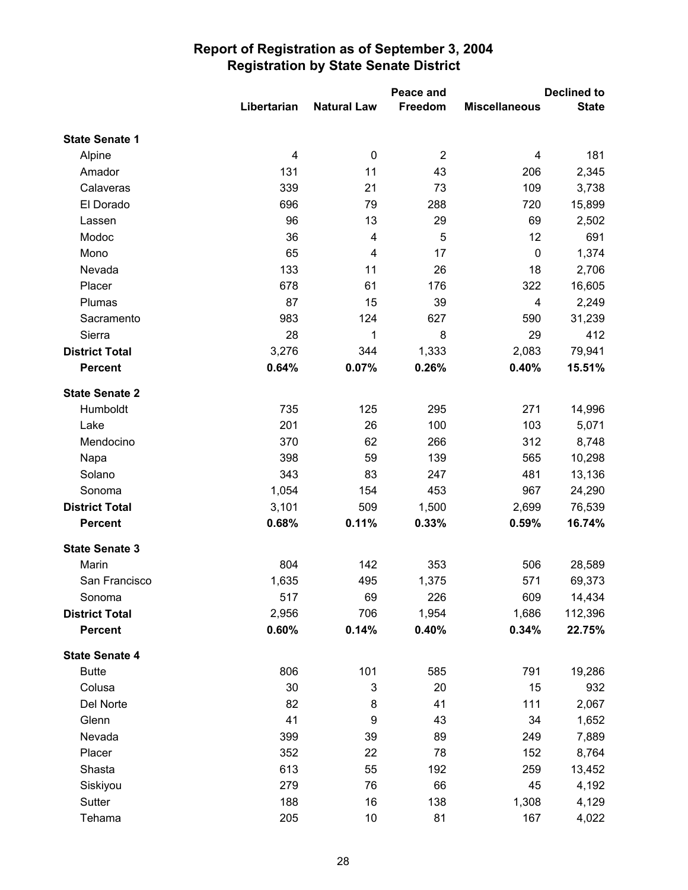# Report of Registration as of September 3, 2004
## Registration by State Senate District

| | Libertarian | Natural Law | Peace and Freedom | Miscellaneous | Declined to State |
|---|---|---|---|---|---|
| **State Senate 1** | | | | | |
| Alpine | 4 | 0 | 2 | 4 | 181 |
| Amador | 131 | 11 | 43 | 206 | 2,345 |
| Calaveras | 339 | 21 | 73 | 109 | 3,738 |
| El Dorado | 696 | 79 | 288 | 720 | 15,899 |
| Lassen | 96 | 13 | 29 | 69 | 2,502 |
| Modoc | 36 | 4 | 5 | 12 | 691 |
| Mono | 65 | 4 | 17 | 0 | 1,374 |
| Nevada | 133 | 11 | 26 | 18 | 2,706 |
| Placer | 678 | 61 | 176 | 322 | 16,605 |
| Plumas | 87 | 15 | 39 | 4 | 2,249 |
| Sacramento | 983 | 124 | 627 | 590 | 31,239 |
| Sierra | 28 | 1 | 8 | 29 | 412 |
| **District Total** | 3,276 | 344 | 1,333 | 2,083 | 79,941 |
| **Percent** | **0.64%** | **0.07%** | **0.26%** | **0.40%** | **15.51%** |
| **State Senate 2** | | | | | |
| Humboldt | 735 | 125 | 295 | 271 | 14,996 |
| Lake | 201 | 26 | 100 | 103 | 5,071 |
| Mendocino | 370 | 62 | 266 | 312 | 8,748 |
| Napa | 398 | 59 | 139 | 565 | 10,298 |
| Solano | 343 | 83 | 247 | 481 | 13,136 |
| Sonoma | 1,054 | 154 | 453 | 967 | 24,290 |
| **District Total** | 3,101 | 509 | 1,500 | 2,699 | 76,539 |
| **Percent** | **0.68%** | **0.11%** | **0.33%** | **0.59%** | **16.74%** |
| **State Senate 3** | | | | | |
| Marin | 804 | 142 | 353 | 506 | 28,589 |
| San Francisco | 1,635 | 495 | 1,375 | 571 | 69,373 |
| Sonoma | 517 | 69 | 226 | 609 | 14,434 |
| **District Total** | 2,956 | 706 | 1,954 | 1,686 | 112,396 |
| **Percent** | **0.60%** | **0.14%** | **0.40%** | **0.34%** | **22.75%** |
| **State Senate 4** | | | | | |
| Butte | 806 | 101 | 585 | 791 | 19,286 |
| Colusa | 30 | 3 | 20 | 15 | 932 |
| Del Norte | 82 | 8 | 41 | 111 | 2,067 |
| Glenn | 41 | 9 | 43 | 34 | 1,652 |
| Nevada | 399 | 39 | 89 | 249 | 7,889 |
| Placer | 352 | 22 | 78 | 152 | 8,764 |
| Shasta | 613 | 55 | 192 | 259 | 13,452 |
| Siskiyou | 279 | 76 | 66 | 45 | 4,192 |
| Sutter | 188 | 16 | 138 | 1,308 | 4,129 |
| Tehama | 205 | 10 | 81 | 167 | 4,022 |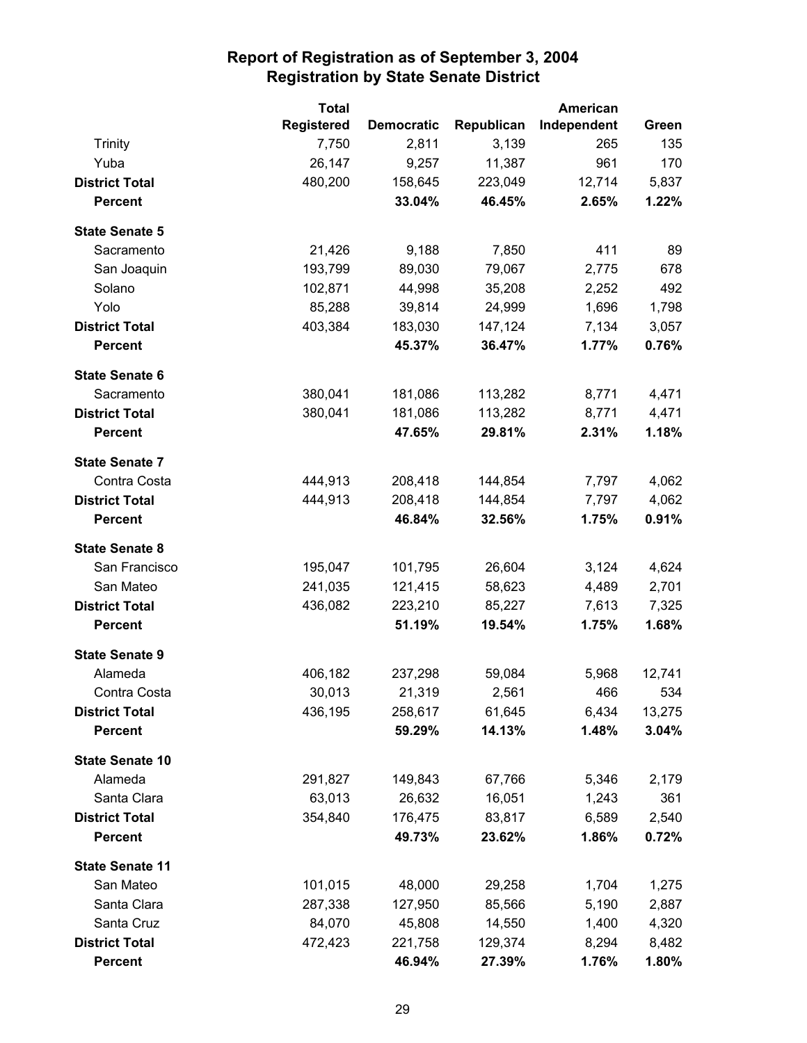## Report of Registration as of September 3, 2004
## Registration by State Senate District

| | Total Registered | Democratic | Republican | American Independent | Green |
|---|---|---|---|---|---|
| Trinity | 7,750 | 2,811 | 3,139 | 265 | 135 |
| Yuba | 26,147 | 9,257 | 11,387 | 961 | 170 |
| **District Total** | 480,200 | 158,645 | 223,049 | 12,714 | 5,837 |
| **Percent** | | **33.04%** | **46.45%** | **2.65%** | **1.22%** |
| **State Senate 5** | | | | | |
| Sacramento | 21,426 | 9,188 | 7,850 | 411 | 89 |
| San Joaquin | 193,799 | 89,030 | 79,067 | 2,775 | 678 |
| Solano | 102,871 | 44,998 | 35,208 | 2,252 | 492 |
| Yolo | 85,288 | 39,814 | 24,999 | 1,696 | 1,798 |
| **District Total** | 403,384 | 183,030 | 147,124 | 7,134 | 3,057 |
| **Percent** | | **45.37%** | **36.47%** | **1.77%** | **0.76%** |
| **State Senate 6** | | | | | |
| Sacramento | 380,041 | 181,086 | 113,282 | 8,771 | 4,471 |
| **District Total** | 380,041 | 181,086 | 113,282 | 8,771 | 4,471 |
| **Percent** | | **47.65%** | **29.81%** | **2.31%** | **1.18%** |
| **State Senate 7** | | | | | |
| Contra Costa | 444,913 | 208,418 | 144,854 | 7,797 | 4,062 |
| **District Total** | 444,913 | 208,418 | 144,854 | 7,797 | 4,062 |
| **Percent** | | **46.84%** | **32.56%** | **1.75%** | **0.91%** |
| **State Senate 8** | | | | | |
| San Francisco | 195,047 | 101,795 | 26,604 | 3,124 | 4,624 |
| San Mateo | 241,035 | 121,415 | 58,623 | 4,489 | 2,701 |
| **District Total** | 436,082 | 223,210 | 85,227 | 7,613 | 7,325 |
| **Percent** | | **51.19%** | **19.54%** | **1.75%** | **1.68%** |
| **State Senate 9** | | | | | |
| Alameda | 406,182 | 237,298 | 59,084 | 5,968 | 12,741 |
| Contra Costa | 30,013 | 21,319 | 2,561 | 466 | 534 |
| **District Total** | 436,195 | 258,617 | 61,645 | 6,434 | 13,275 |
| **Percent** | | **59.29%** | **14.13%** | **1.48%** | **3.04%** |
| **State Senate 10** | | | | | |
| Alameda | 291,827 | 149,843 | 67,766 | 5,346 | 2,179 |
| Santa Clara | 63,013 | 26,632 | 16,051 | 1,243 | 361 |
| **District Total** | 354,840 | 176,475 | 83,817 | 6,589 | 2,540 |
| **Percent** | | **49.73%** | **23.62%** | **1.86%** | **0.72%** |
| **State Senate 11** | | | | | |
| San Mateo | 101,015 | 48,000 | 29,258 | 1,704 | 1,275 |
| Santa Clara | 287,338 | 127,950 | 85,566 | 5,190 | 2,887 |
| Santa Cruz | 84,070 | 45,808 | 14,550 | 1,400 | 4,320 |
| **District Total** | 472,423 | 221,758 | 129,374 | 8,294 | 8,482 |
| **Percent** | | **46.94%** | **27.39%** | **1.76%** | **1.80%** |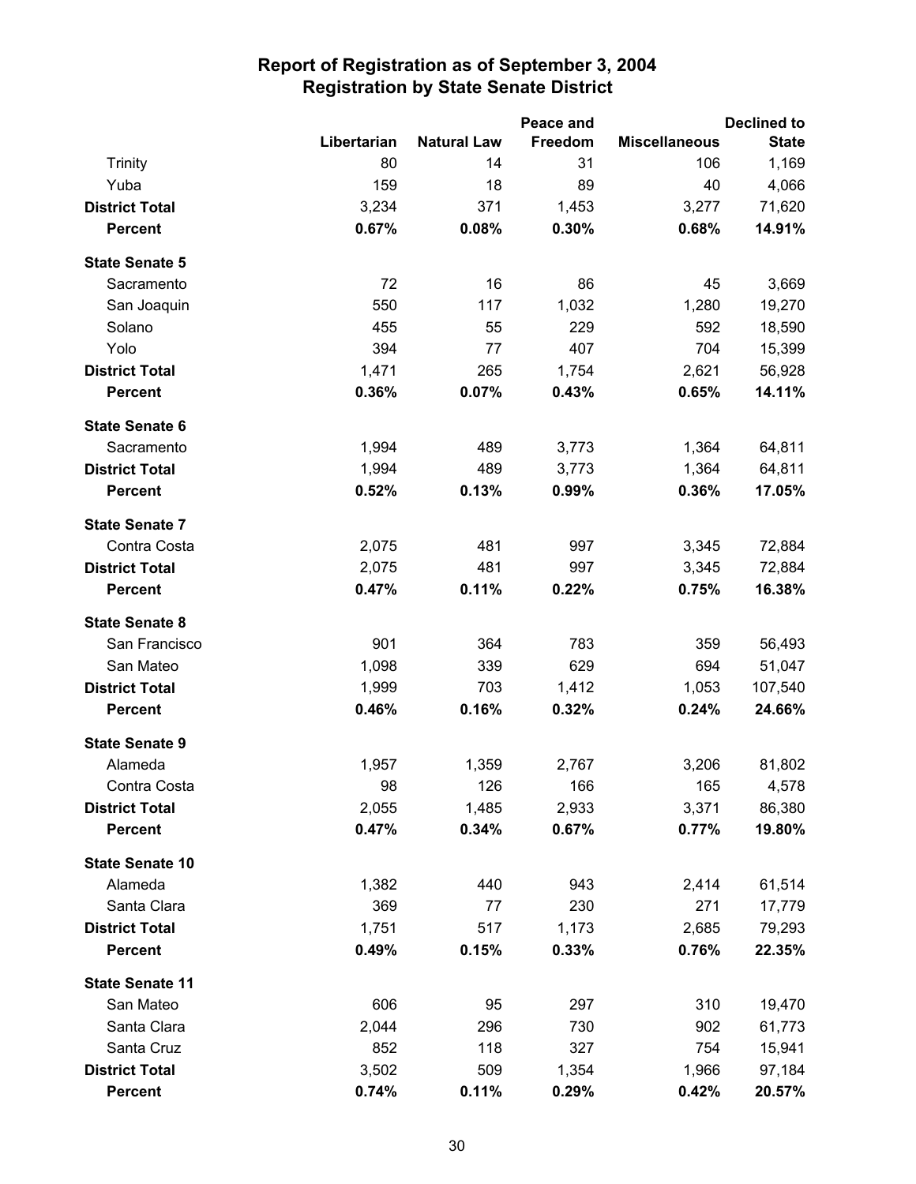# Report of Registration as of September 3, 2004
## Registration by State Senate District

| | Libertarian | Natural Law | Peace and Freedom | Miscellaneous | Declined to State |
|---|---|---|---|---|---|
| Trinity | 80 | 14 | 31 | 106 | 1,169 |
| Yuba | 159 | 18 | 89 | 40 | 4,066 |
| **District Total** | 3,234 | 371 | 1,453 | 3,277 | 71,620 |
| **Percent** | **0.67%** | **0.08%** | **0.30%** | **0.68%** | **14.91%** |
| **State Senate 5** | | | | | |
| Sacramento | 72 | 16 | 86 | 45 | 3,669 |
| San Joaquin | 550 | 117 | 1,032 | 1,280 | 19,270 |
| Solano | 455 | 55 | 229 | 592 | 18,590 |
| Yolo | 394 | 77 | 407 | 704 | 15,399 |
| **District Total** | 1,471 | 265 | 1,754 | 2,621 | 56,928 |
| **Percent** | **0.36%** | **0.07%** | **0.43%** | **0.65%** | **14.11%** |
| **State Senate 6** | | | | | |
| Sacramento | 1,994 | 489 | 3,773 | 1,364 | 64,811 |
| **District Total** | 1,994 | 489 | 3,773 | 1,364 | 64,811 |
| **Percent** | **0.52%** | **0.13%** | **0.99%** | **0.36%** | **17.05%** |
| **State Senate 7** | | | | | |
| Contra Costa | 2,075 | 481 | 997 | 3,345 | 72,884 |
| **District Total** | 2,075 | 481 | 997 | 3,345 | 72,884 |
| **Percent** | **0.47%** | **0.11%** | **0.22%** | **0.75%** | **16.38%** |
| **State Senate 8** | | | | | |
| San Francisco | 901 | 364 | 783 | 359 | 56,493 |
| San Mateo | 1,098 | 339 | 629 | 694 | 51,047 |
| **District Total** | 1,999 | 703 | 1,412 | 1,053 | 107,540 |
| **Percent** | **0.46%** | **0.16%** | **0.32%** | **0.24%** | **24.66%** |
| **State Senate 9** | | | | | |
| Alameda | 1,957 | 1,359 | 2,767 | 3,206 | 81,802 |
| Contra Costa | 98 | 126 | 166 | 165 | 4,578 |
| **District Total** | 2,055 | 1,485 | 2,933 | 3,371 | 86,380 |
| **Percent** | **0.47%** | **0.34%** | **0.67%** | **0.77%** | **19.80%** |
| **State Senate 10** | | | | | |
| Alameda | 1,382 | 440 | 943 | 2,414 | 61,514 |
| Santa Clara | 369 | 77 | 230 | 271 | 17,779 |
| **District Total** | 1,751 | 517 | 1,173 | 2,685 | 79,293 |
| **Percent** | **0.49%** | **0.15%** | **0.33%** | **0.76%** | **22.35%** |
| **State Senate 11** | | | | | |
| San Mateo | 606 | 95 | 297 | 310 | 19,470 |
| Santa Clara | 2,044 | 296 | 730 | 902 | 61,773 |
| Santa Cruz | 852 | 118 | 327 | 754 | 15,941 |
| **District Total** | 3,502 | 509 | 1,354 | 1,966 | 97,184 |
| **Percent** | **0.74%** | **0.11%** | **0.29%** | **0.42%** | **20.57%** |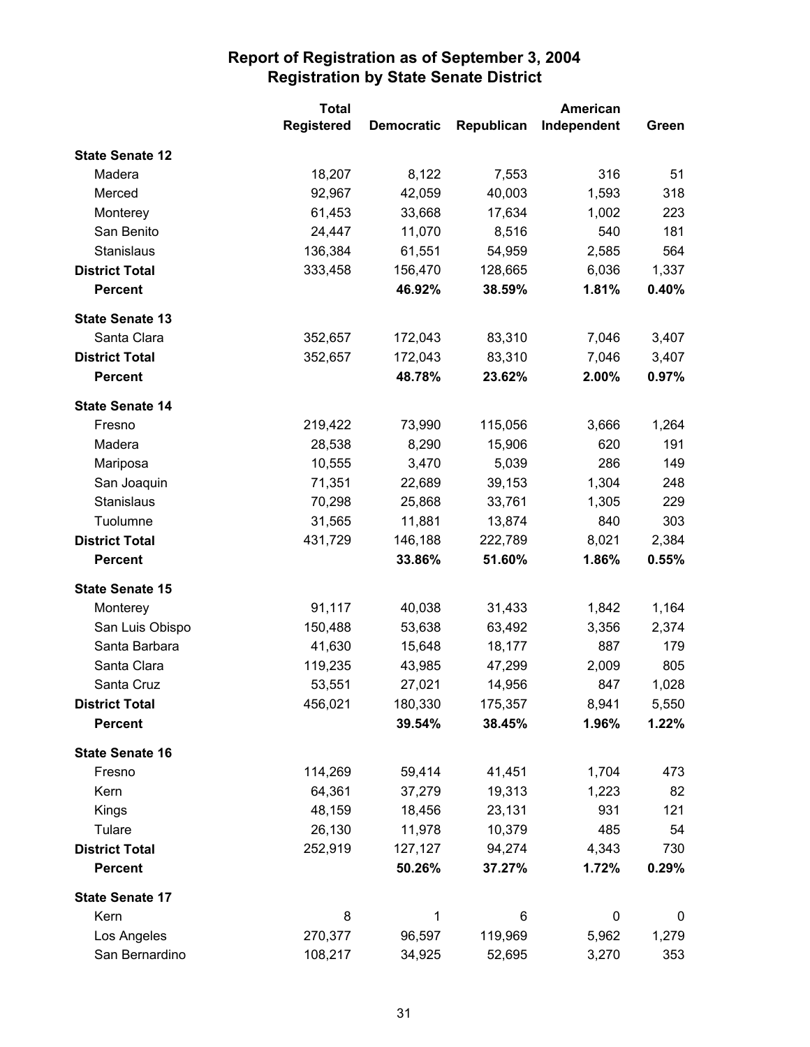# Report of Registration as of September 3, 2004
## Registration by State Senate District

| | Total Registered | Democratic | Republican | American Independent | Green |
|---|---|---|---|---|---|
| **State Senate 12** | | | | | |
| Madera | 18,207 | 8,122 | 7,553 | 316 | 51 |
| Merced | 92,967 | 42,059 | 40,003 | 1,593 | 318 |
| Monterey | 61,453 | 33,668 | 17,634 | 1,002 | 223 |
| San Benito | 24,447 | 11,070 | 8,516 | 540 | 181 |
| Stanislaus | 136,384 | 61,551 | 54,959 | 2,585 | 564 |
| **District Total** | 333,458 | 156,470 | 128,665 | 6,036 | 1,337 |
| **Percent** | | **46.92%** | **38.59%** | **1.81%** | **0.40%** |
| **State Senate 13** | | | | | |
| Santa Clara | 352,657 | 172,043 | 83,310 | 7,046 | 3,407 |
| **District Total** | 352,657 | 172,043 | 83,310 | 7,046 | 3,407 |
| **Percent** | | **48.78%** | **23.62%** | **2.00%** | **0.97%** |
| **State Senate 14** | | | | | |
| Fresno | 219,422 | 73,990 | 115,056 | 3,666 | 1,264 |
| Madera | 28,538 | 8,290 | 15,906 | 620 | 191 |
| Mariposa | 10,555 | 3,470 | 5,039 | 286 | 149 |
| San Joaquin | 71,351 | 22,689 | 39,153 | 1,304 | 248 |
| Stanislaus | 70,298 | 25,868 | 33,761 | 1,305 | 229 |
| Tuolumne | 31,565 | 11,881 | 13,874 | 840 | 303 |
| **District Total** | 431,729 | 146,188 | 222,789 | 8,021 | 2,384 |
| **Percent** | | **33.86%** | **51.60%** | **1.86%** | **0.55%** |
| **State Senate 15** | | | | | |
| Monterey | 91,117 | 40,038 | 31,433 | 1,842 | 1,164 |
| San Luis Obispo | 150,488 | 53,638 | 63,492 | 3,356 | 2,374 |
| Santa Barbara | 41,630 | 15,648 | 18,177 | 887 | 179 |
| Santa Clara | 119,235 | 43,985 | 47,299 | 2,009 | 805 |
| Santa Cruz | 53,551 | 27,021 | 14,956 | 847 | 1,028 |
| **District Total** | 456,021 | 180,330 | 175,357 | 8,941 | 5,550 |
| **Percent** | | **39.54%** | **38.45%** | **1.96%** | **1.22%** |
| **State Senate 16** | | | | | |
| Fresno | 114,269 | 59,414 | 41,451 | 1,704 | 473 |
| Kern | 64,361 | 37,279 | 19,313 | 1,223 | 82 |
| Kings | 48,159 | 18,456 | 23,131 | 931 | 121 |
| Tulare | 26,130 | 11,978 | 10,379 | 485 | 54 |
| **District Total** | 252,919 | 127,127 | 94,274 | 4,343 | 730 |
| **Percent** | | **50.26%** | **37.27%** | **1.72%** | **0.29%** |
| **State Senate 17** | | | | | |
| Kern | 8 | 1 | 6 | 0 | 0 |
| Los Angeles | 270,377 | 96,597 | 119,969 | 5,962 | 1,279 |
| San Bernardino | 108,217 | 34,925 | 52,695 | 3,270 | 353 |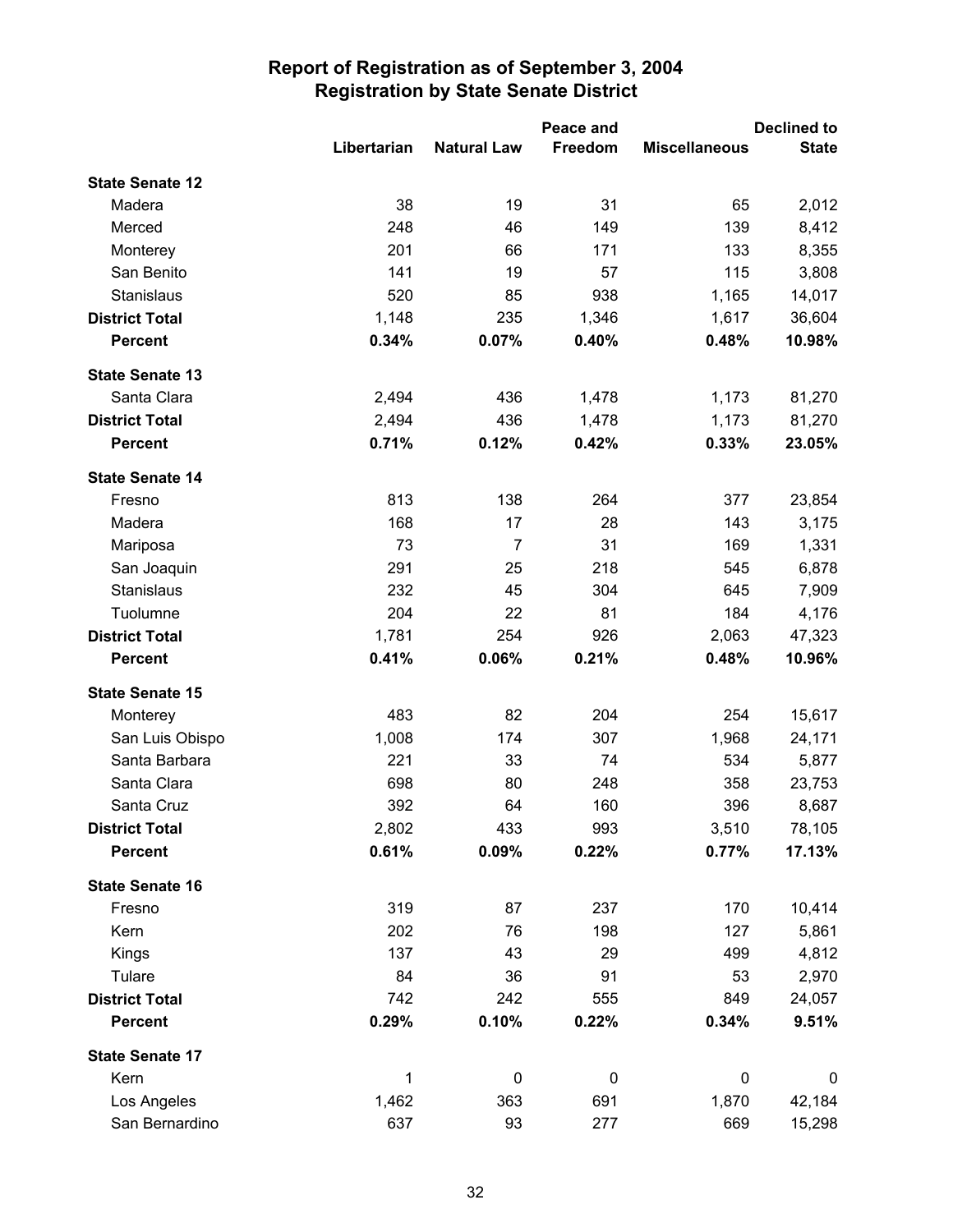# Report of Registration as of September 3, 2004
## Registration by State Senate District

| | Libertarian | Natural Law | Peace and Freedom | Miscellaneous | Declined to State |
|---|---|---|---|---|---|
| **State Senate 12** | | | | | |
| Madera | 38 | 19 | 31 | 65 | 2,012 |
| Merced | 248 | 46 | 149 | 139 | 8,412 |
| Monterey | 201 | 66 | 171 | 133 | 8,355 |
| San Benito | 141 | 19 | 57 | 115 | 3,808 |
| Stanislaus | 520 | 85 | 938 | 1,165 | 14,017 |
| **District Total** | 1,148 | 235 | 1,346 | 1,617 | 36,604 |
| **Percent** | **0.34%** | **0.07%** | **0.40%** | **0.48%** | **10.98%** |
| **State Senate 13** | | | | | |
| Santa Clara | 2,494 | 436 | 1,478 | 1,173 | 81,270 |
| **District Total** | 2,494 | 436 | 1,478 | 1,173 | 81,270 |
| **Percent** | **0.71%** | **0.12%** | **0.42%** | **0.33%** | **23.05%** |
| **State Senate 14** | | | | | |
| Fresno | 813 | 138 | 264 | 377 | 23,854 |
| Madera | 168 | 17 | 28 | 143 | 3,175 |
| Mariposa | 73 | 7 | 31 | 169 | 1,331 |
| San Joaquin | 291 | 25 | 218 | 545 | 6,878 |
| Stanislaus | 232 | 45 | 304 | 645 | 7,909 |
| Tuolumne | 204 | 22 | 81 | 184 | 4,176 |
| **District Total** | 1,781 | 254 | 926 | 2,063 | 47,323 |
| **Percent** | **0.41%** | **0.06%** | **0.21%** | **0.48%** | **10.96%** |
| **State Senate 15** | | | | | |
| Monterey | 483 | 82 | 204 | 254 | 15,617 |
| San Luis Obispo | 1,008 | 174 | 307 | 1,968 | 24,171 |
| Santa Barbara | 221 | 33 | 74 | 534 | 5,877 |
| Santa Clara | 698 | 80 | 248 | 358 | 23,753 |
| Santa Cruz | 392 | 64 | 160 | 396 | 8,687 |
| **District Total** | 2,802 | 433 | 993 | 3,510 | 78,105 |
| **Percent** | **0.61%** | **0.09%** | **0.22%** | **0.77%** | **17.13%** |
| **State Senate 16** | | | | | |
| Fresno | 319 | 87 | 237 | 170 | 10,414 |
| Kern | 202 | 76 | 198 | 127 | 5,861 |
| Kings | 137 | 43 | 29 | 499 | 4,812 |
| Tulare | 84 | 36 | 91 | 53 | 2,970 |
| **District Total** | 742 | 242 | 555 | 849 | 24,057 |
| **Percent** | **0.29%** | **0.10%** | **0.22%** | **0.34%** | **9.51%** |
| **State Senate 17** | | | | | |
| Kern | 1 | 0 | 0 | 0 | 0 |
| Los Angeles | 1,462 | 363 | 691 | 1,870 | 42,184 |
| San Bernardino | 637 | 93 | 277 | 669 | 15,298 |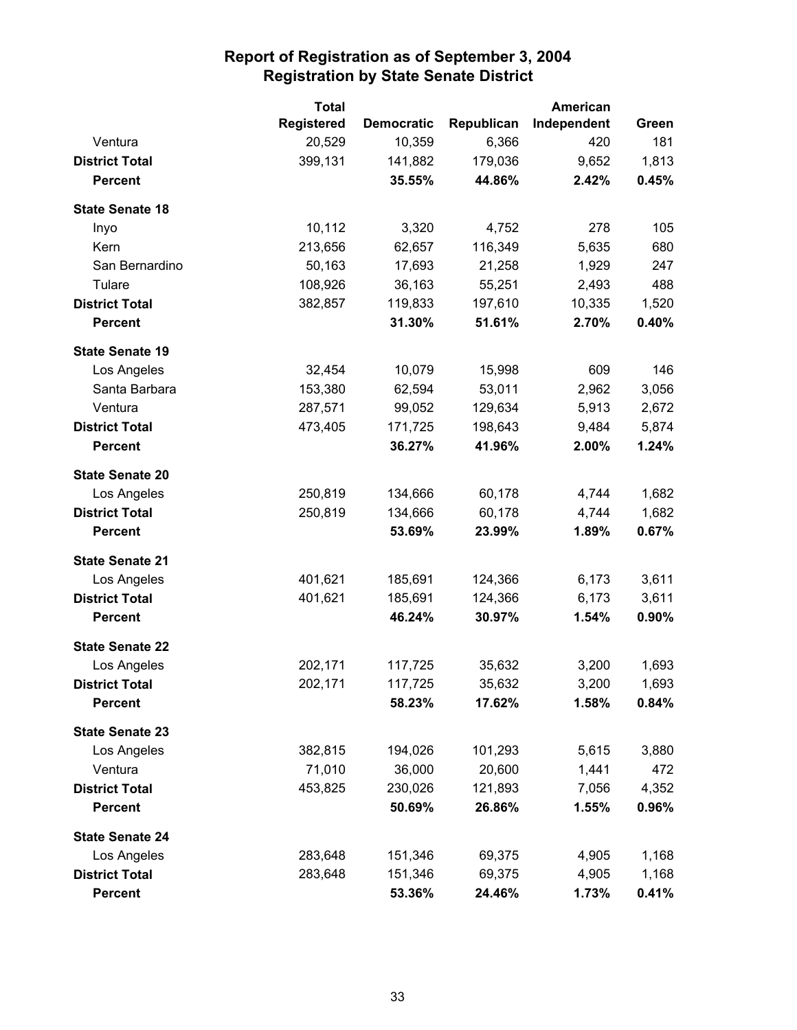# Report of Registration as of September 3, 2004
## Registration by State Senate District

| | Total Registered | Democratic | Republican | American Independent | Green |
|---|---|---|---|---|---|
| Ventura | 20,529 | 10,359 | 6,366 | 420 | 181 |
| **District Total** | 399,131 | 141,882 | 179,036 | 9,652 | 1,813 |
| **Percent** | | **35.55%** | **44.86%** | **2.42%** | **0.45%** |
| **State Senate 18** | | | | | |
| Inyo | 10,112 | 3,320 | 4,752 | 278 | 105 |
| Kern | 213,656 | 62,657 | 116,349 | 5,635 | 680 |
| San Bernardino | 50,163 | 17,693 | 21,258 | 1,929 | 247 |
| Tulare | 108,926 | 36,163 | 55,251 | 2,493 | 488 |
| **District Total** | 382,857 | 119,833 | 197,610 | 10,335 | 1,520 |
| **Percent** | | **31.30%** | **51.61%** | **2.70%** | **0.40%** |
| **State Senate 19** | | | | | |
| Los Angeles | 32,454 | 10,079 | 15,998 | 609 | 146 |
| Santa Barbara | 153,380 | 62,594 | 53,011 | 2,962 | 3,056 |
| Ventura | 287,571 | 99,052 | 129,634 | 5,913 | 2,672 |
| **District Total** | 473,405 | 171,725 | 198,643 | 9,484 | 5,874 |
| **Percent** | | **36.27%** | **41.96%** | **2.00%** | **1.24%** |
| **State Senate 20** | | | | | |
| Los Angeles | 250,819 | 134,666 | 60,178 | 4,744 | 1,682 |
| **District Total** | 250,819 | 134,666 | 60,178 | 4,744 | 1,682 |
| **Percent** | | **53.69%** | **23.99%** | **1.89%** | **0.67%** |
| **State Senate 21** | | | | | |
| Los Angeles | 401,621 | 185,691 | 124,366 | 6,173 | 3,611 |
| **District Total** | 401,621 | 185,691 | 124,366 | 6,173 | 3,611 |
| **Percent** | | **46.24%** | **30.97%** | **1.54%** | **0.90%** |
| **State Senate 22** | | | | | |
| Los Angeles | 202,171 | 117,725 | 35,632 | 3,200 | 1,693 |
| **District Total** | 202,171 | 117,725 | 35,632 | 3,200 | 1,693 |
| **Percent** | | **58.23%** | **17.62%** | **1.58%** | **0.84%** |
| **State Senate 23** | | | | | |
| Los Angeles | 382,815 | 194,026 | 101,293 | 5,615 | 3,880 |
| Ventura | 71,010 | 36,000 | 20,600 | 1,441 | 472 |
| **District Total** | 453,825 | 230,026 | 121,893 | 7,056 | 4,352 |
| **Percent** | | **50.69%** | **26.86%** | **1.55%** | **0.96%** |
| **State Senate 24** | | | | | |
| Los Angeles | 283,648 | 151,346 | 69,375 | 4,905 | 1,168 |
| **District Total** | 283,648 | 151,346 | 69,375 | 4,905 | 1,168 |
| **Percent** | | **53.36%** | **24.46%** | **1.73%** | **0.41%** |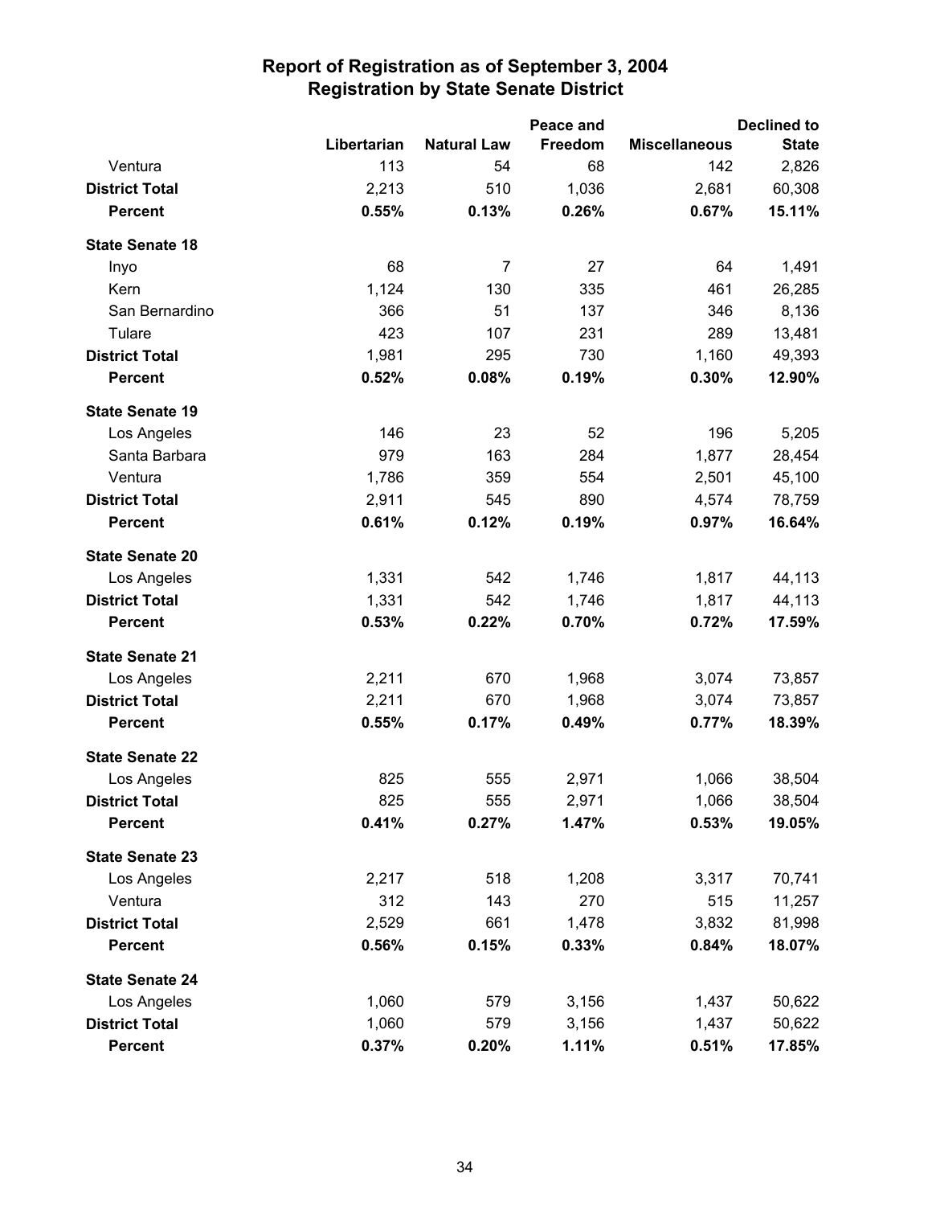# Report of Registration as of September 3, 2004
## Registration by State Senate District

| | Libertarian | Natural Law | Peace and Freedom | Miscellaneous | Declined to State |
|---|---|---|---|---|---|
| Ventura | 113 | 54 | 68 | 142 | 2,826 |
| **District Total** | 2,213 | 510 | 1,036 | 2,681 | 60,308 |
| **Percent** | **0.55%** | **0.13%** | **0.26%** | **0.67%** | **15.11%** |
| **State Senate 18** | | | | | |
| Inyo | 68 | 7 | 27 | 64 | 1,491 |
| Kern | 1,124 | 130 | 335 | 461 | 26,285 |
| San Bernardino | 366 | 51 | 137 | 346 | 8,136 |
| Tulare | 423 | 107 | 231 | 289 | 13,481 |
| **District Total** | 1,981 | 295 | 730 | 1,160 | 49,393 |
| **Percent** | **0.52%** | **0.08%** | **0.19%** | **0.30%** | **12.90%** |
| **State Senate 19** | | | | | |
| Los Angeles | 146 | 23 | 52 | 196 | 5,205 |
| Santa Barbara | 979 | 163 | 284 | 1,877 | 28,454 |
| Ventura | 1,786 | 359 | 554 | 2,501 | 45,100 |
| **District Total** | 2,911 | 545 | 890 | 4,574 | 78,759 |
| **Percent** | **0.61%** | **0.12%** | **0.19%** | **0.97%** | **16.64%** |
| **State Senate 20** | | | | | |
| Los Angeles | 1,331 | 542 | 1,746 | 1,817 | 44,113 |
| **District Total** | 1,331 | 542 | 1,746 | 1,817 | 44,113 |
| **Percent** | **0.53%** | **0.22%** | **0.70%** | **0.72%** | **17.59%** |
| **State Senate 21** | | | | | |
| Los Angeles | 2,211 | 670 | 1,968 | 3,074 | 73,857 |
| **District Total** | 2,211 | 670 | 1,968 | 3,074 | 73,857 |
| **Percent** | **0.55%** | **0.17%** | **0.49%** | **0.77%** | **18.39%** |
| **State Senate 22** | | | | | |
| Los Angeles | 825 | 555 | 2,971 | 1,066 | 38,504 |
| **District Total** | 825 | 555 | 2,971 | 1,066 | 38,504 |
| **Percent** | **0.41%** | **0.27%** | **1.47%** | **0.53%** | **19.05%** |
| **State Senate 23** | | | | | |
| Los Angeles | 2,217 | 518 | 1,208 | 3,317 | 70,741 |
| Ventura | 312 | 143 | 270 | 515 | 11,257 |
| **District Total** | 2,529 | 661 | 1,478 | 3,832 | 81,998 |
| **Percent** | **0.56%** | **0.15%** | **0.33%** | **0.84%** | **18.07%** |
| **State Senate 24** | | | | | |
| Los Angeles | 1,060 | 579 | 3,156 | 1,437 | 50,622 |
| **District Total** | 1,060 | 579 | 3,156 | 1,437 | 50,622 |
| **Percent** | **0.37%** | **0.20%** | **1.11%** | **0.51%** | **17.85%** |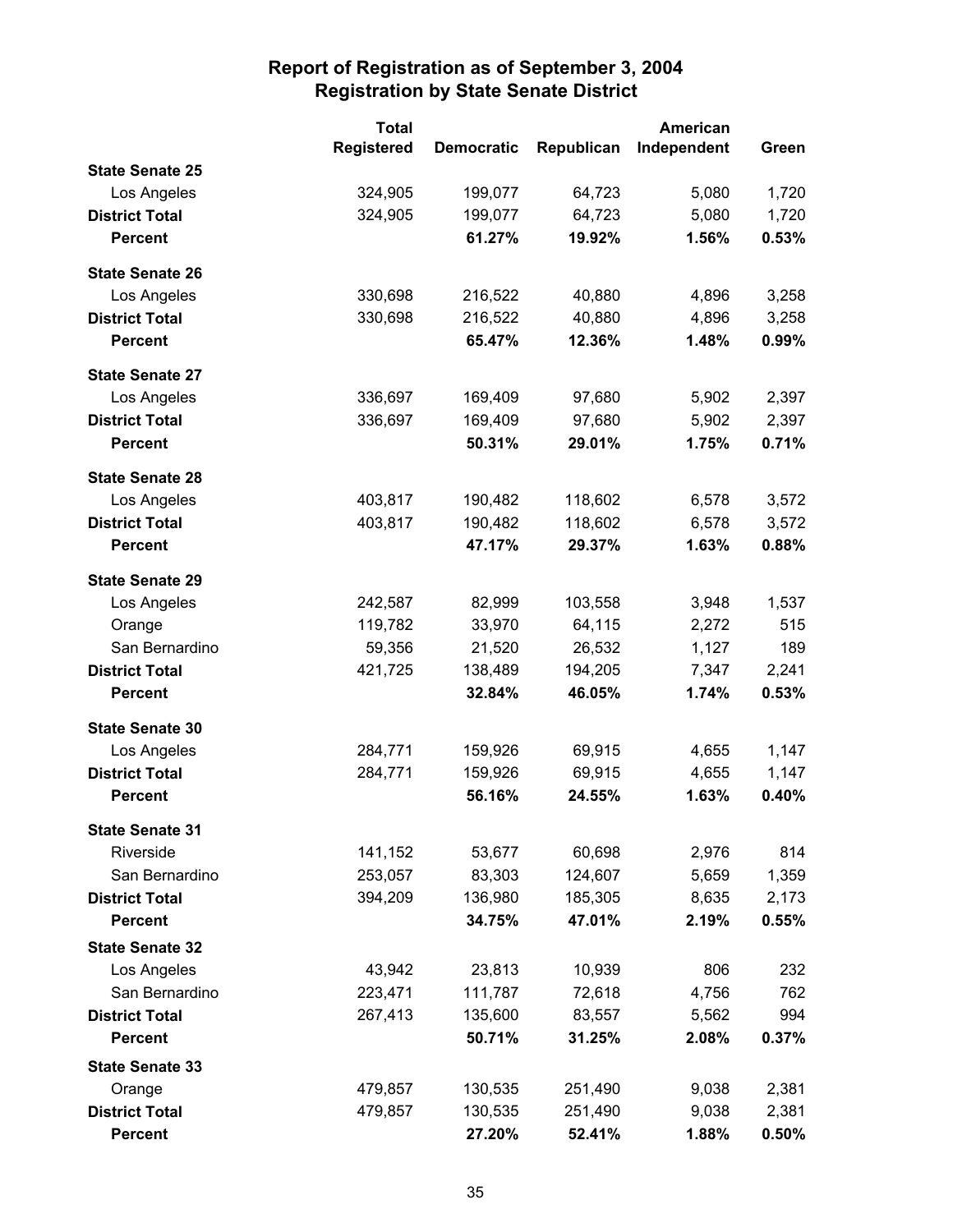# Report of Registration as of September 3, 2004
## Registration by State Senate District

| | Total Registered | Democratic | Republican | American Independent | Green |
|---|---|---|---|---|---|
| **State Senate 25** | | | | | |
| Los Angeles | 324,905 | 199,077 | 64,723 | 5,080 | 1,720 |
| **District Total** | 324,905 | 199,077 | 64,723 | 5,080 | 1,720 |
| **Percent** | | **61.27%** | **19.92%** | **1.56%** | **0.53%** |
| **State Senate 26** | | | | | |
| Los Angeles | 330,698 | 216,522 | 40,880 | 4,896 | 3,258 |
| **District Total** | 330,698 | 216,522 | 40,880 | 4,896 | 3,258 |
| **Percent** | | **65.47%** | **12.36%** | **1.48%** | **0.99%** |
| **State Senate 27** | | | | | |
| Los Angeles | 336,697 | 169,409 | 97,680 | 5,902 | 2,397 |
| **District Total** | 336,697 | 169,409 | 97,680 | 5,902 | 2,397 |
| **Percent** | | **50.31%** | **29.01%** | **1.75%** | **0.71%** |
| **State Senate 28** | | | | | |
| Los Angeles | 403,817 | 190,482 | 118,602 | 6,578 | 3,572 |
| **District Total** | 403,817 | 190,482 | 118,602 | 6,578 | 3,572 |
| **Percent** | | **47.17%** | **29.37%** | **1.63%** | **0.88%** |
| **State Senate 29** | | | | | |
| Los Angeles | 242,587 | 82,999 | 103,558 | 3,948 | 1,537 |
| Orange | 119,782 | 33,970 | 64,115 | 2,272 | 515 |
| San Bernardino | 59,356 | 21,520 | 26,532 | 1,127 | 189 |
| **District Total** | 421,725 | 138,489 | 194,205 | 7,347 | 2,241 |
| **Percent** | | **32.84%** | **46.05%** | **1.74%** | **0.53%** |
| **State Senate 30** | | | | | |
| Los Angeles | 284,771 | 159,926 | 69,915 | 4,655 | 1,147 |
| **District Total** | 284,771 | 159,926 | 69,915 | 4,655 | 1,147 |
| **Percent** | | **56.16%** | **24.55%** | **1.63%** | **0.40%** |
| **State Senate 31** | | | | | |
| Riverside | 141,152 | 53,677 | 60,698 | 2,976 | 814 |
| San Bernardino | 253,057 | 83,303 | 124,607 | 5,659 | 1,359 |
| **District Total** | 394,209 | 136,980 | 185,305 | 8,635 | 2,173 |
| **Percent** | | **34.75%** | **47.01%** | **2.19%** | **0.55%** |
| **State Senate 32** | | | | | |
| Los Angeles | 43,942 | 23,813 | 10,939 | 806 | 232 |
| San Bernardino | 223,471 | 111,787 | 72,618 | 4,756 | 762 |
| **District Total** | 267,413 | 135,600 | 83,557 | 5,562 | 994 |
| **Percent** | | **50.71%** | **31.25%** | **2.08%** | **0.37%** |
| **State Senate 33** | | | | | |
| Orange | 479,857 | 130,535 | 251,490 | 9,038 | 2,381 |
| **District Total** | 479,857 | 130,535 | 251,490 | 9,038 | 2,381 |
| **Percent** | | **27.20%** | **52.41%** | **1.88%** | **0.50%** |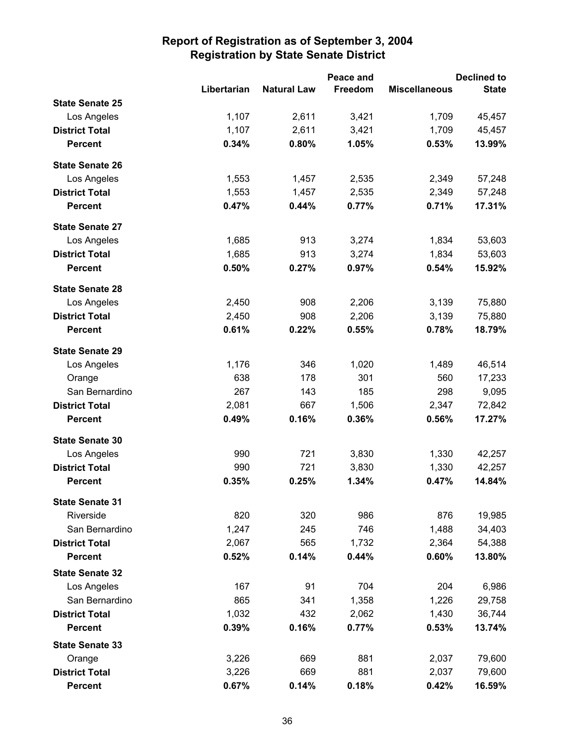# Report of Registration as of September 3, 2004
## Registration by State Senate District

| | Libertarian | Natural Law | Peace and Freedom | Miscellaneous | Declined to State |
|---|---|---|---|---|---|
| **State Senate 25** | | | | | |
| Los Angeles | 1,107 | 2,611 | 3,421 | 1,709 | 45,457 |
| **District Total** | 1,107 | 2,611 | 3,421 | 1,709 | 45,457 |
| **Percent** | **0.34%** | **0.80%** | **1.05%** | **0.53%** | **13.99%** |
| **State Senate 26** | | | | | |
| Los Angeles | 1,553 | 1,457 | 2,535 | 2,349 | 57,248 |
| **District Total** | 1,553 | 1,457 | 2,535 | 2,349 | 57,248 |
| **Percent** | **0.47%** | **0.44%** | **0.77%** | **0.71%** | **17.31%** |
| **State Senate 27** | | | | | |
| Los Angeles | 1,685 | 913 | 3,274 | 1,834 | 53,603 |
| **District Total** | 1,685 | 913 | 3,274 | 1,834 | 53,603 |
| **Percent** | **0.50%** | **0.27%** | **0.97%** | **0.54%** | **15.92%** |
| **State Senate 28** | | | | | |
| Los Angeles | 2,450 | 908 | 2,206 | 3,139 | 75,880 |
| **District Total** | 2,450 | 908 | 2,206 | 3,139 | 75,880 |
| **Percent** | **0.61%** | **0.22%** | **0.55%** | **0.78%** | **18.79%** |
| **State Senate 29** | | | | | |
| Los Angeles | 1,176 | 346 | 1,020 | 1,489 | 46,514 |
| Orange | 638 | 178 | 301 | 560 | 17,233 |
| San Bernardino | 267 | 143 | 185 | 298 | 9,095 |
| **District Total** | 2,081 | 667 | 1,506 | 2,347 | 72,842 |
| **Percent** | **0.49%** | **0.16%** | **0.36%** | **0.56%** | **17.27%** |
| **State Senate 30** | | | | | |
| Los Angeles | 990 | 721 | 3,830 | 1,330 | 42,257 |
| **District Total** | 990 | 721 | 3,830 | 1,330 | 42,257 |
| **Percent** | **0.35%** | **0.25%** | **1.34%** | **0.47%** | **14.84%** |
| **State Senate 31** | | | | | |
| Riverside | 820 | 320 | 986 | 876 | 19,985 |
| San Bernardino | 1,247 | 245 | 746 | 1,488 | 34,403 |
| **District Total** | 2,067 | 565 | 1,732 | 2,364 | 54,388 |
| **Percent** | **0.52%** | **0.14%** | **0.44%** | **0.60%** | **13.80%** |
| **State Senate 32** | | | | | |
| Los Angeles | 167 | 91 | 704 | 204 | 6,986 |
| San Bernardino | 865 | 341 | 1,358 | 1,226 | 29,758 |
| **District Total** | 1,032 | 432 | 2,062 | 1,430 | 36,744 |
| **Percent** | **0.39%** | **0.16%** | **0.77%** | **0.53%** | **13.74%** |
| **State Senate 33** | | | | | |
| Orange | 3,226 | 669 | 881 | 2,037 | 79,600 |
| **District Total** | 3,226 | 669 | 881 | 2,037 | 79,600 |
| **Percent** | **0.67%** | **0.14%** | **0.18%** | **0.42%** | **16.59%** |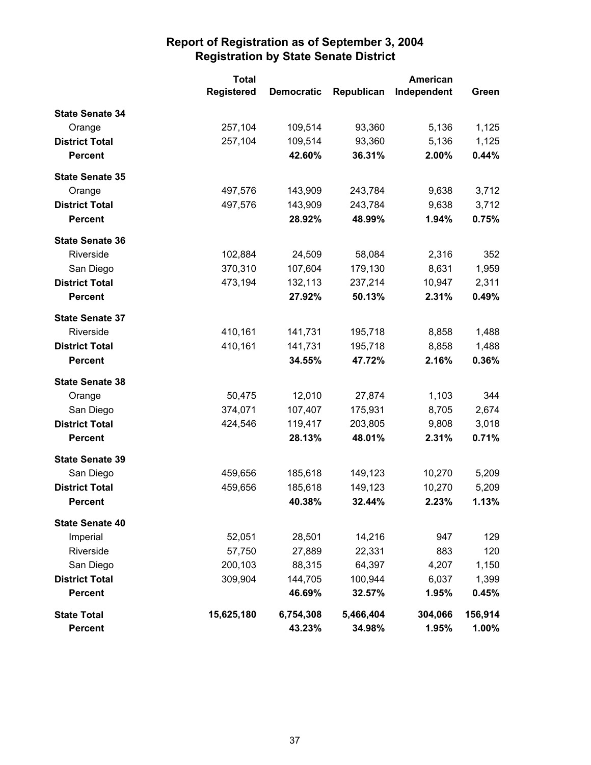# Report of Registration as of September 3, 2004
## Registration by State Senate District

| | Total Registered | Democratic | Republican | American Independent | Green |
|---|---|---|---|---|---|
| **State Senate 34** | | | | | |
| Orange | 257,104 | 109,514 | 93,360 | 5,136 | 1,125 |
| **District Total** | 257,104 | 109,514 | 93,360 | 5,136 | 1,125 |
| **Percent** | | **42.60%** | **36.31%** | **2.00%** | **0.44%** |
| **State Senate 35** | | | | | |
| Orange | 497,576 | 143,909 | 243,784 | 9,638 | 3,712 |
| **District Total** | 497,576 | 143,909 | 243,784 | 9,638 | 3,712 |
| **Percent** | | **28.92%** | **48.99%** | **1.94%** | **0.75%** |
| **State Senate 36** | | | | | |
| Riverside | 102,884 | 24,509 | 58,084 | 2,316 | 352 |
| San Diego | 370,310 | 107,604 | 179,130 | 8,631 | 1,959 |
| **District Total** | 473,194 | 132,113 | 237,214 | 10,947 | 2,311 |
| **Percent** | | **27.92%** | **50.13%** | **2.31%** | **0.49%** |
| **State Senate 37** | | | | | |
| Riverside | 410,161 | 141,731 | 195,718 | 8,858 | 1,488 |
| **District Total** | 410,161 | 141,731 | 195,718 | 8,858 | 1,488 |
| **Percent** | | **34.55%** | **47.72%** | **2.16%** | **0.36%** |
| **State Senate 38** | | | | | |
| Orange | 50,475 | 12,010 | 27,874 | 1,103 | 344 |
| San Diego | 374,071 | 107,407 | 175,931 | 8,705 | 2,674 |
| **District Total** | 424,546 | 119,417 | 203,805 | 9,808 | 3,018 |
| **Percent** | | **28.13%** | **48.01%** | **2.31%** | **0.71%** |
| **State Senate 39** | | | | | |
| San Diego | 459,656 | 185,618 | 149,123 | 10,270 | 5,209 |
| **District Total** | 459,656 | 185,618 | 149,123 | 10,270 | 5,209 |
| **Percent** | | **40.38%** | **32.44%** | **2.23%** | **1.13%** |
| **State Senate 40** | | | | | |
| Imperial | 52,051 | 28,501 | 14,216 | 947 | 129 |
| Riverside | 57,750 | 27,889 | 22,331 | 883 | 120 |
| San Diego | 200,103 | 88,315 | 64,397 | 4,207 | 1,150 |
| **District Total** | 309,904 | 144,705 | 100,944 | 6,037 | 1,399 |
| **Percent** | | **46.69%** | **32.57%** | **1.95%** | **0.45%** |
| **State Total** | **15,625,180** | **6,754,308** | **5,466,404** | **304,066** | **156,914** |
| **Percent** | | **43.23%** | **34.98%** | **1.95%** | **1.00%** |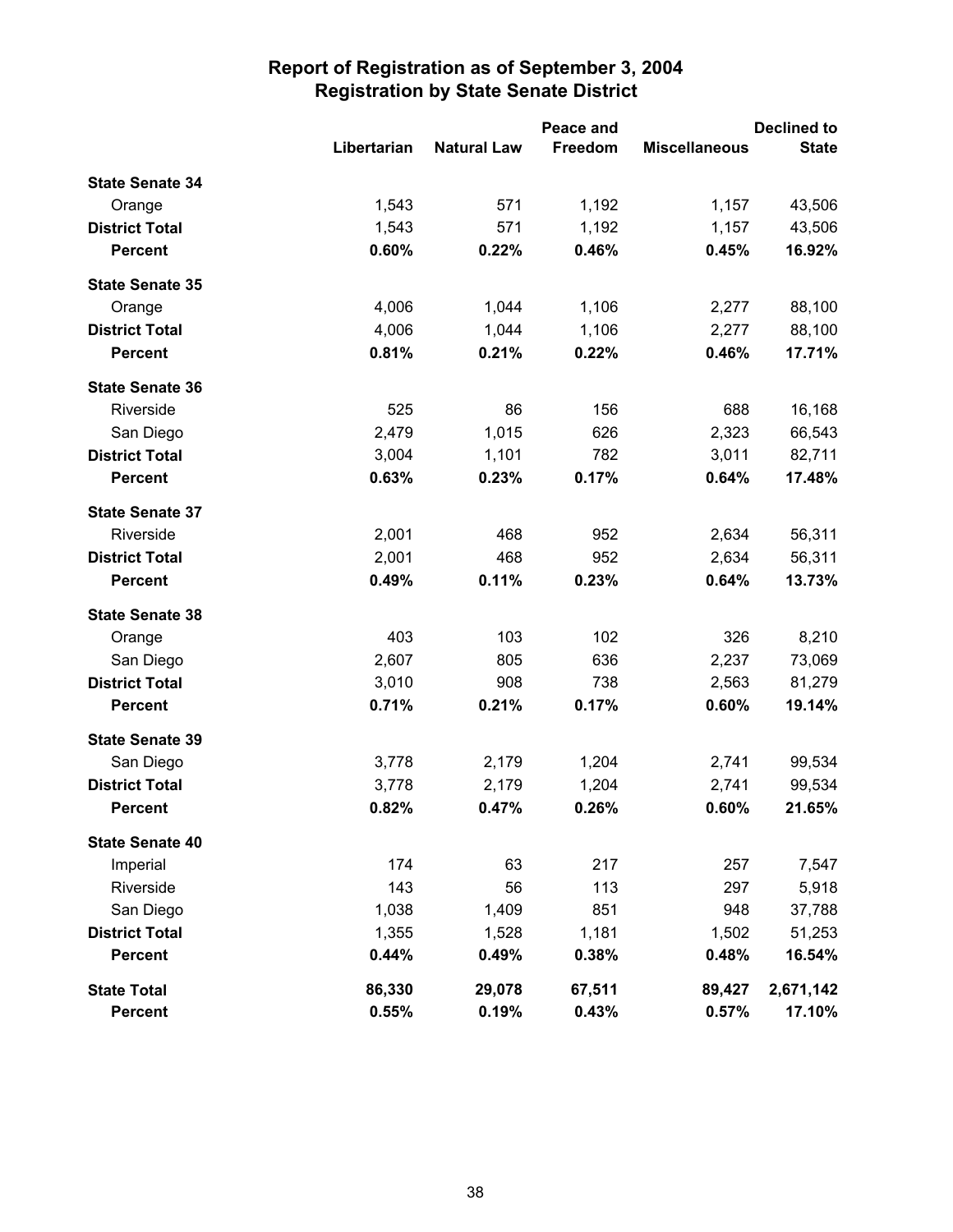# Report of Registration as of September 3, 2004
## Registration by State Senate District

| | Libertarian | Natural Law | Peace and Freedom | Miscellaneous | Declined to State |
|---|---|---|---|---|---|
| **State Senate 34** | | | | | |
| Orange | 1,543 | 571 | 1,192 | 1,157 | 43,506 |
| **District Total** | 1,543 | 571 | 1,192 | 1,157 | 43,506 |
| **Percent** | **0.60%** | **0.22%** | **0.46%** | **0.45%** | **16.92%** |
| **State Senate 35** | | | | | |
| Orange | 4,006 | 1,044 | 1,106 | 2,277 | 88,100 |
| **District Total** | 4,006 | 1,044 | 1,106 | 2,277 | 88,100 |
| **Percent** | **0.81%** | **0.21%** | **0.22%** | **0.46%** | **17.71%** |
| **State Senate 36** | | | | | |
| Riverside | 525 | 86 | 156 | 688 | 16,168 |
| San Diego | 2,479 | 1,015 | 626 | 2,323 | 66,543 |
| **District Total** | 3,004 | 1,101 | 782 | 3,011 | 82,711 |
| **Percent** | **0.63%** | **0.23%** | **0.17%** | **0.64%** | **17.48%** |
| **State Senate 37** | | | | | |
| Riverside | 2,001 | 468 | 952 | 2,634 | 56,311 |
| **District Total** | 2,001 | 468 | 952 | 2,634 | 56,311 |
| **Percent** | **0.49%** | **0.11%** | **0.23%** | **0.64%** | **13.73%** |
| **State Senate 38** | | | | | |
| Orange | 403 | 103 | 102 | 326 | 8,210 |
| San Diego | 2,607 | 805 | 636 | 2,237 | 73,069 |
| **District Total** | 3,010 | 908 | 738 | 2,563 | 81,279 |
| **Percent** | **0.71%** | **0.21%** | **0.17%** | **0.60%** | **19.14%** |
| **State Senate 39** | | | | | |
| San Diego | 3,778 | 2,179 | 1,204 | 2,741 | 99,534 |
| **District Total** | 3,778 | 2,179 | 1,204 | 2,741 | 99,534 |
| **Percent** | **0.82%** | **0.47%** | **0.26%** | **0.60%** | **21.65%** |
| **State Senate 40** | | | | | |
| Imperial | 174 | 63 | 217 | 257 | 7,547 |
| Riverside | 143 | 56 | 113 | 297 | 5,918 |
| San Diego | 1,038 | 1,409 | 851 | 948 | 37,788 |
| **District Total** | 1,355 | 1,528 | 1,181 | 1,502 | 51,253 |
| **Percent** | **0.44%** | **0.49%** | **0.38%** | **0.48%** | **16.54%** |
| **State Total** | **86,330** | **29,078** | **67,511** | **89,427** | **2,671,142** |
| **Percent** | **0.55%** | **0.19%** | **0.43%** | **0.57%** | **17.10%** |